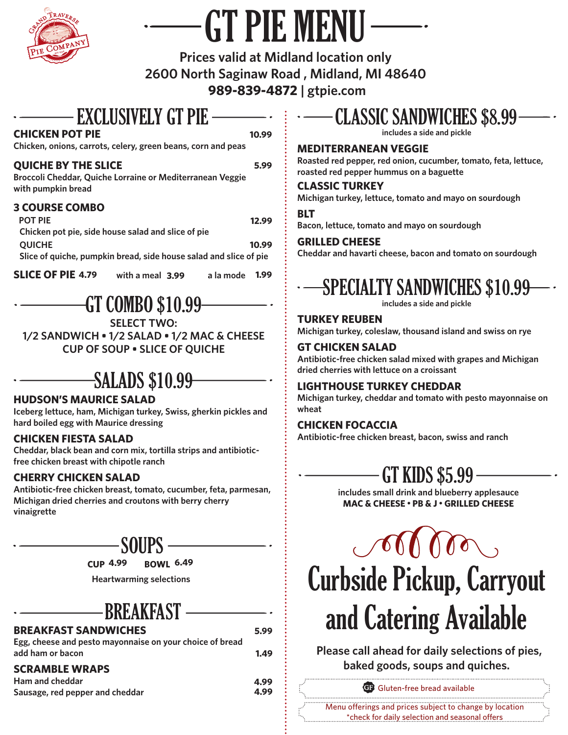# GT PIE MENU

**Prices valid at Midland location only**
**2600 North Saginaw Road , Midland, MI 48640**
**989-839-4872 | gtpie.com**

## EXCLUSIVELY GT PIE

**CHICKEN POT PIE** 10.99
Chicken, onions, carrots, celery, green beans, corn and peas

**QUICHE BY THE SLICE** 5.99
Broccoli Cheddar, Quiche Lorraine or Mediterranean Veggie with pumpkin bread

**3 COURSE COMBO**
POT PIE 12.99
Chicken pot pie, side house salad and slice of pie
QUICHE 10.99
Slice of quiche, pumpkin bread, side house salad and slice of pie

**SLICE OF PIE** 4.79 with a meal 3.99 a la mode 1.99

## GT COMBO $10.99

**SELECT TWO:**
**1/2 SANDWICH • 1/2 SALAD • 1/2 MAC & CHEESE**
**CUP OF SOUP • SLICE OF QUICHE**

## SALADS $10.99

**HUDSON'S MAURICE SALAD**
Iceberg lettuce, ham, Michigan turkey, Swiss, gherkin pickles and hard boiled egg with Maurice dressing

**CHICKEN FIESTA SALAD**
Cheddar, black bean and corn mix, tortilla strips and antibiotic-free chicken breast with chipotle ranch

**CHERRY CHICKEN SALAD**
Antibiotic-free chicken breast, tomato, cucumber, feta, parmesan, Michigan dried cherries and croutons with berry cherry vinaigrette

## SOUPS

**CUP** 4.99 **BOWL** 6.49

Heartwarming selections

## BREAKFAST

**BREAKFAST SANDWICHES** 5.99
Egg, cheese and pesto mayonnaise on your choice of bread
add ham or bacon 1.49

**SCRAMBLE WRAPS**
Ham and cheddar 4.99
Sausage, red pepper and cheddar 4.99

## CLASSIC SANDWICHES $8.99

includes a side and pickle

**MEDITERRANEAN VEGGIE**
Roasted red pepper, red onion, cucumber, tomato, feta, lettuce, roasted red pepper hummus on a baguette

**CLASSIC TURKEY**
Michigan turkey, lettuce, tomato and mayo on sourdough

**BLT**
Bacon, lettuce, tomato and mayo on sourdough

**GRILLED CHEESE**
Cheddar and havarti cheese, bacon and tomato on sourdough

## SPECIALTY SANDWICHES $10.99

includes a side and pickle

**TURKEY REUBEN**
Michigan turkey, coleslaw, thousand island and swiss on rye

**GT CHICKEN SALAD**
Antibiotic-free chicken salad mixed with grapes and Michigan dried cherries with lettuce on a croissant

**LIGHTHOUSE TURKEY CHEDDAR**
Michigan turkey, cheddar and tomato with pesto mayonnaise on wheat

**CHICKEN FOCACCIA**
Antibiotic-free chicken breast, bacon, swiss and ranch

## GT KIDS $5.99

includes small drink and blueberry applesauce
**MAC & CHEESE • PB & J • GRILLED CHEESE**

# Curbside Pickup, Carryout and Catering Available

**Please call ahead for daily selections of pies, baked goods, soups and quiches.**

GF Gluten-free bread available

Menu offerings and prices subject to change by location
*check for daily selection and seasonal offers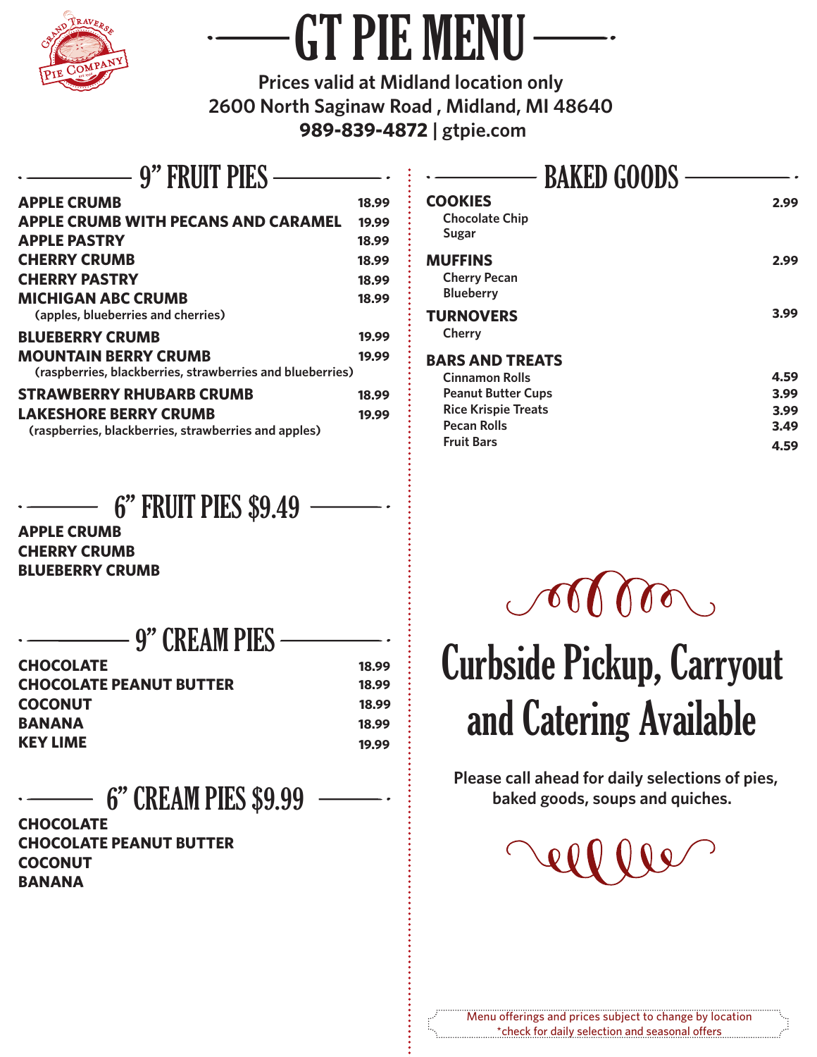Grand Traverse Pie Company

# GT PIE MENU

**Prices valid at Midland location only**
**2600 North Saginaw Road , Midland, MI 48640**
**989-839-4872 | gtpie.com**

## 9" FRUIT PIES

| | |
|---|---|
| **APPLE CRUMB** | 18.99 |
| **APPLE CRUMB WITH PECANS AND CARAMEL** | 19.99 |
| **APPLE PASTRY** | 18.99 |
| **CHERRY CRUMB** | 18.99 |
| **CHERRY PASTRY** | 18.99 |
| **MICHIGAN ABC CRUMB** (apples, blueberries and cherries) | 18.99 |
| **BLUEBERRY CRUMB** | 19.99 |
| **MOUNTAIN BERRY CRUMB** (raspberries, blackberries, strawberries and blueberries) | 19.99 |
| **STRAWBERRY RHUBARB CRUMB** | 18.99 |
| **LAKESHORE BERRY CRUMB** (raspberries, blackberries, strawberries and apples) | 19.99 |

## 6" FRUIT PIES $9.49

**APPLE CRUMB**
**CHERRY CRUMB**
**BLUEBERRY CRUMB**

## 9" CREAM PIES

| | |
|---|---|
| **CHOCOLATE** | 18.99 |
| **CHOCOLATE PEANUT BUTTER** | 18.99 |
| **COCONUT** | 18.99 |
| **BANANA** | 18.99 |
| **KEY LIME** | 19.99 |

## 6" CREAM PIES $9.99

**CHOCOLATE**
**CHOCOLATE PEANUT BUTTER**
**COCONUT**
**BANANA**

## BAKED GOODS

| | |
|---|---|
| **COOKIES** (Chocolate Chip, Sugar) | 2.99 |
| **MUFFINS** (Cherry Pecan, Blueberry) | 2.99 |
| **TURNOVERS** (Cherry) | 3.99 |
| **BARS AND TREATS** | |
| Cinnamon Rolls | 4.59 |
| Peanut Butter Cups | 3.99 |
| Rice Krispie Treats | 3.99 |
| Pecan Rolls | 3.49 |
| Fruit Bars | 4.59 |

# Curbside Pickup, Carryout and Catering Available

**Please call ahead for daily selections of pies, baked goods, soups and quiches.**

Menu offerings and prices subject to change by location
*check for daily selection and seasonal offers